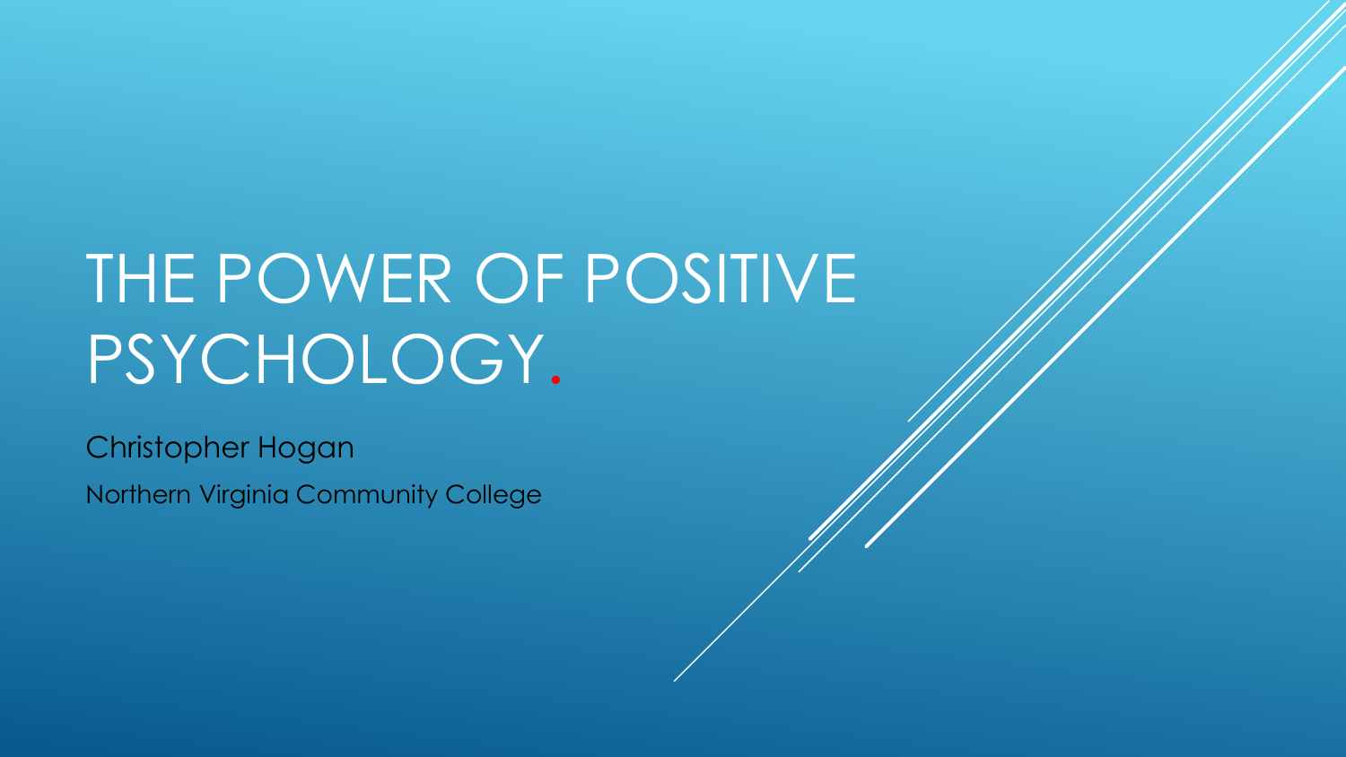# THE POWER OF POSITIVE PSYCHOLOGY.

Christopher Hogan

Northern Virginia Community College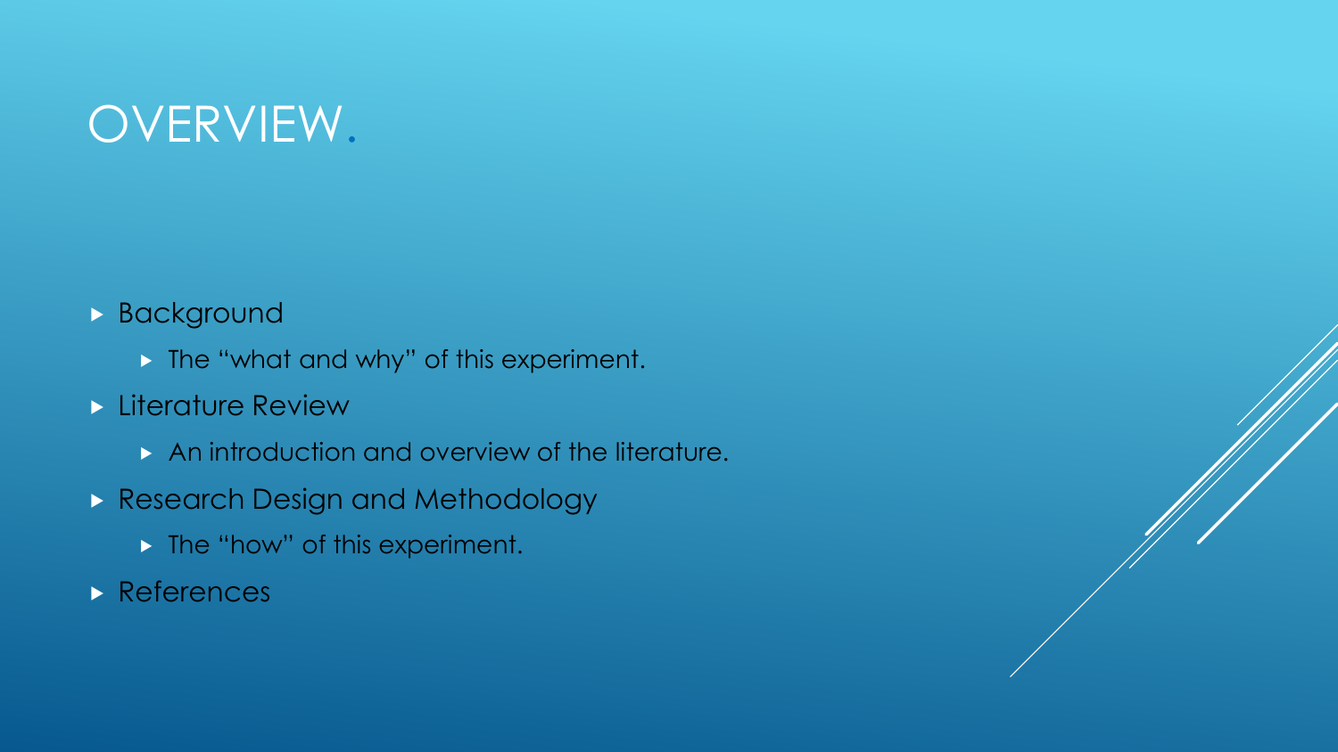# OVERVIEW.

- Background
  - The “what and why” of this experiment.
- Literature Review
  - An introduction and overview of the literature.
- Research Design and Methodology
  - The “how” of this experiment.
- References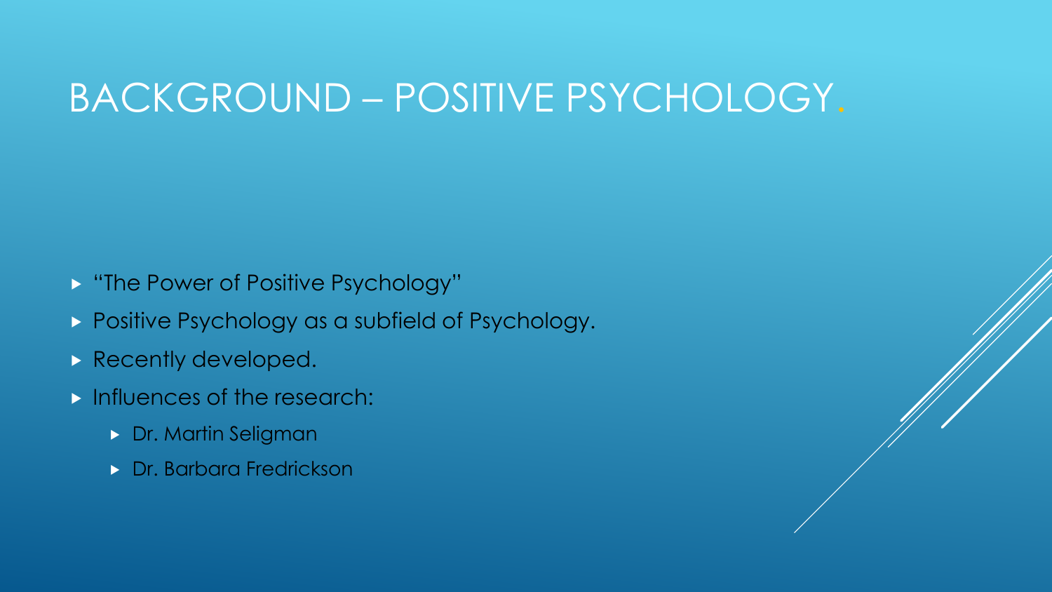# BACKGROUND – POSITIVE PSYCHOLOGY.

- "The Power of Positive Psychology"
- Positive Psychology as a subfield of Psychology.
- Recently developed.
- Influences of the research:
  - Dr. Martin Seligman
  - Dr. Barbara Fredrickson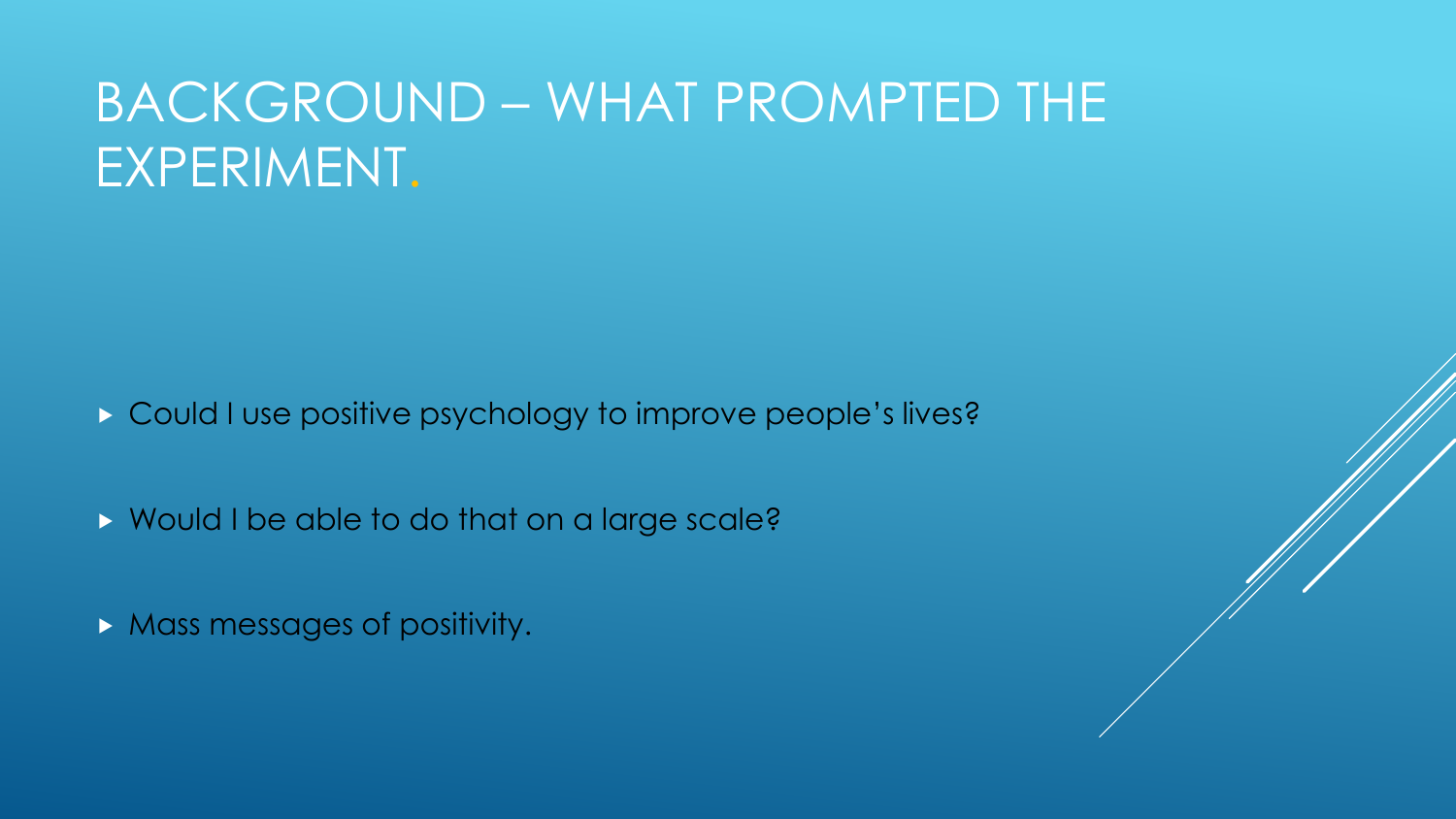# BACKGROUND – WHAT PROMPTED THE EXPERIMENT.

- Could I use positive psychology to improve people's lives?
- Would I be able to do that on a large scale?
- Mass messages of positivity.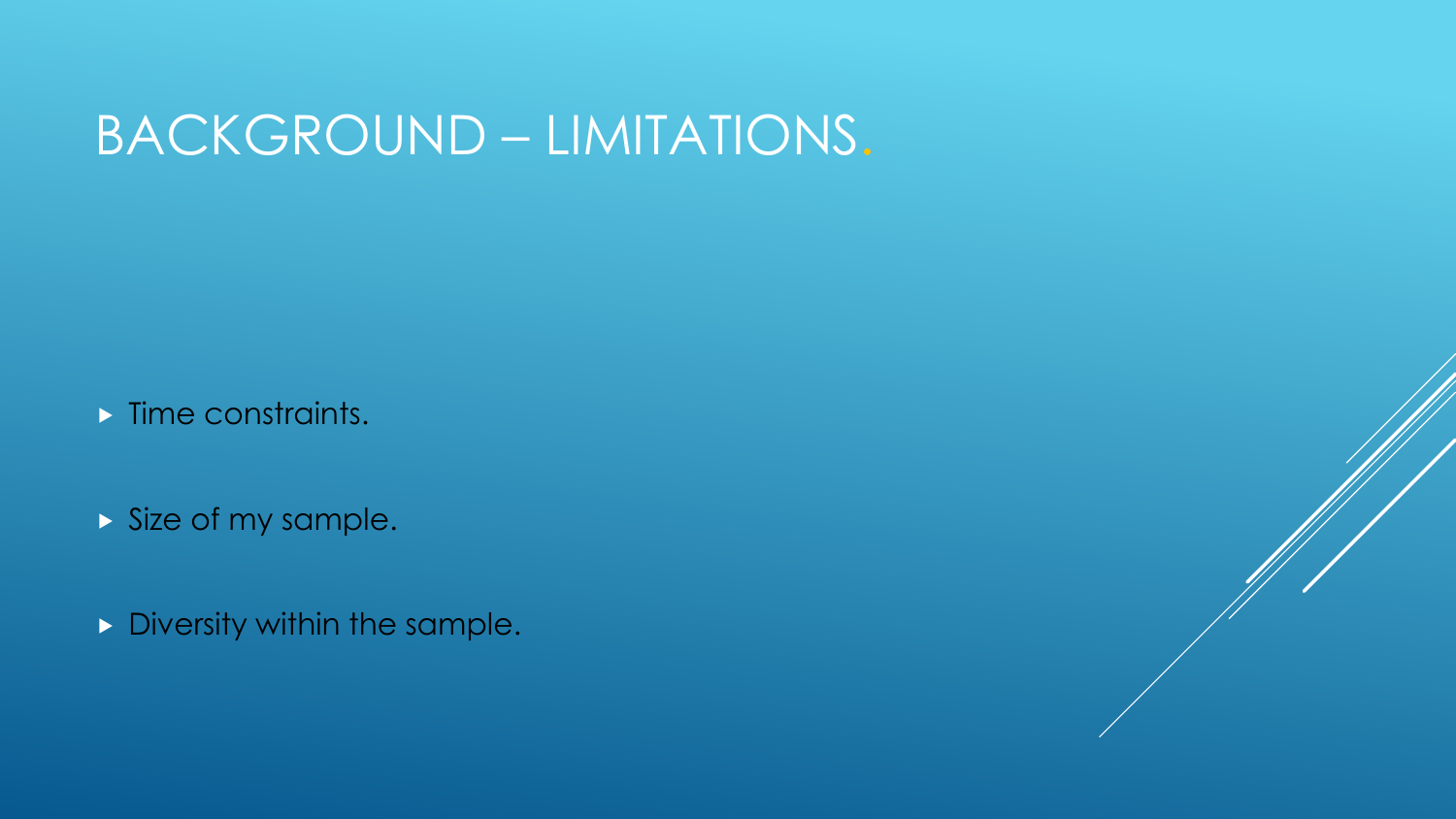# BACKGROUND – LIMITATIONS.

- Time constraints.
- Size of my sample.
- Diversity within the sample.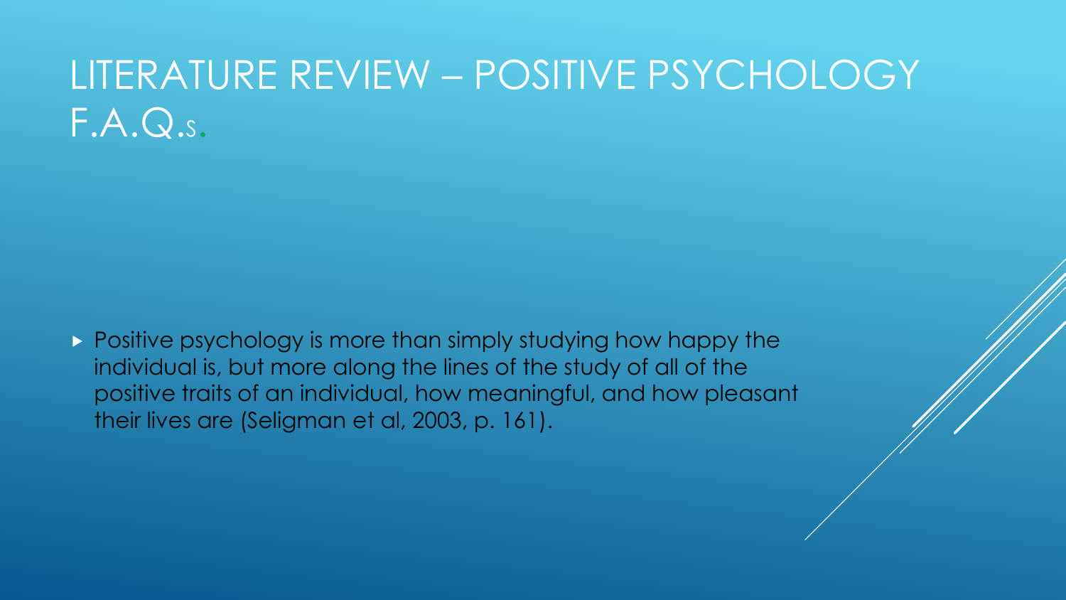# LITERATURE REVIEW – POSITIVE PSYCHOLOGY F.A.Q.s.

- Positive psychology is more than simply studying how happy the individual is, but more along the lines of the study of all of the positive traits of an individual, how meaningful, and how pleasant their lives are (Seligman et al, 2003, p. 161).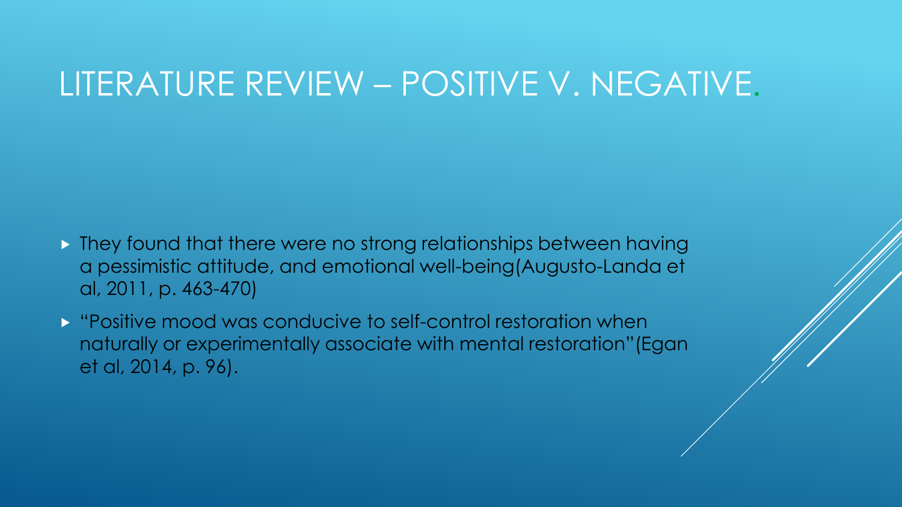# LITERATURE REVIEW – POSITIVE V. NEGATIVE.

- They found that there were no strong relationships between having a pessimistic attitude, and emotional well-being(Augusto-Landa et al, 2011, p. 463-470)
- "Positive mood was conducive to self-control restoration when naturally or experimentally associate with mental restoration"(Egan et al, 2014, p. 96).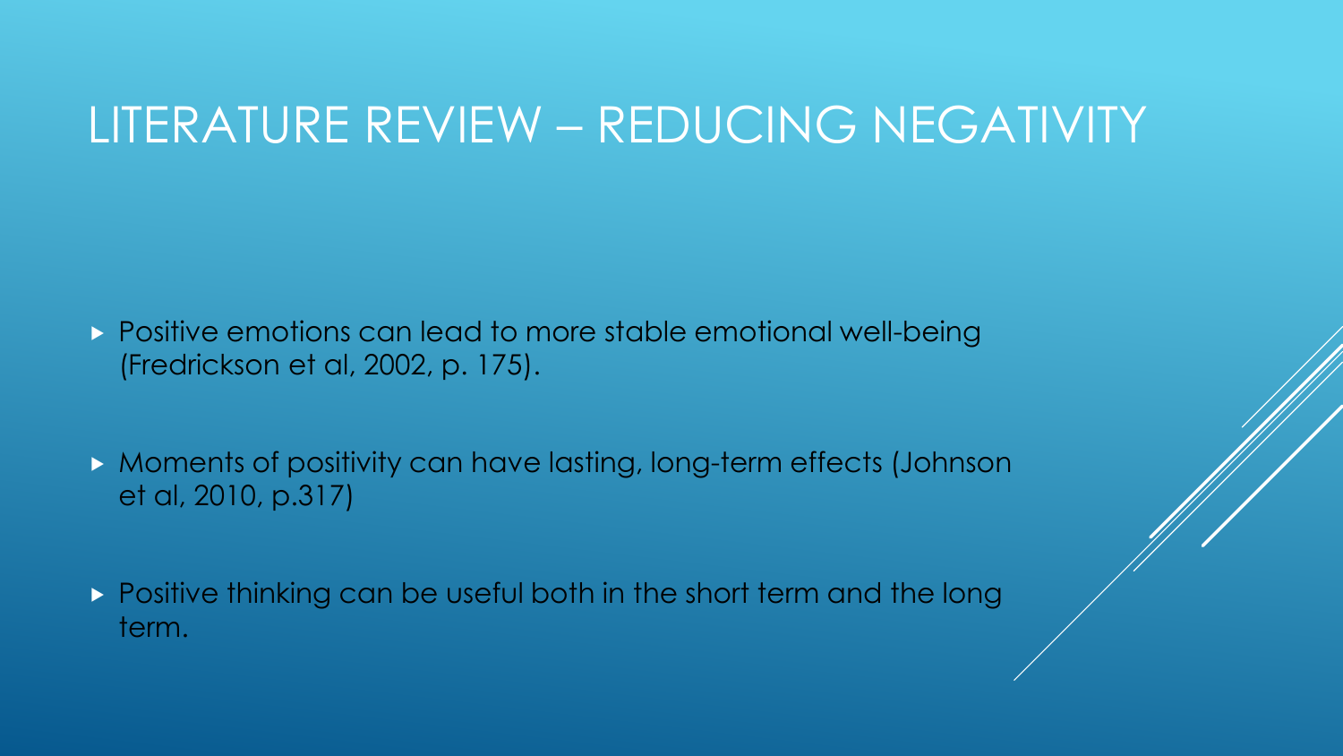# LITERATURE REVIEW – REDUCING NEGATIVITY

- Positive emotions can lead to more stable emotional well-being (Fredrickson et al, 2002, p. 175).
- Moments of positivity can have lasting, long-term effects (Johnson et al, 2010, p.317)
- Positive thinking can be useful both in the short term and the long term.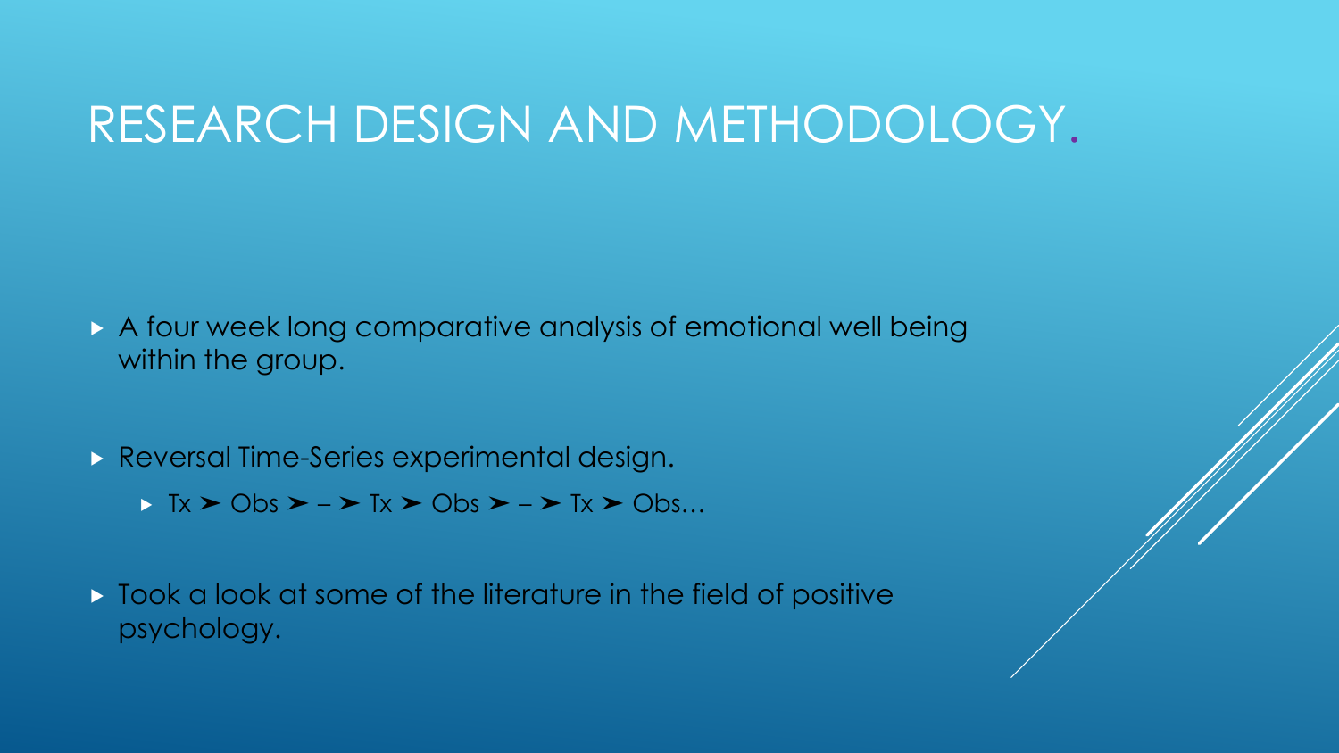# RESEARCH DESIGN AND METHODOLOGY.

- A four week long comparative analysis of emotional well being within the group.
- Reversal Time-Series experimental design.
  - Tx ➢ Obs ➢ – ➢ Tx ➢ Obs ➢ – ➢ Tx ➢ Obs…
- Took a look at some of the literature in the field of positive psychology.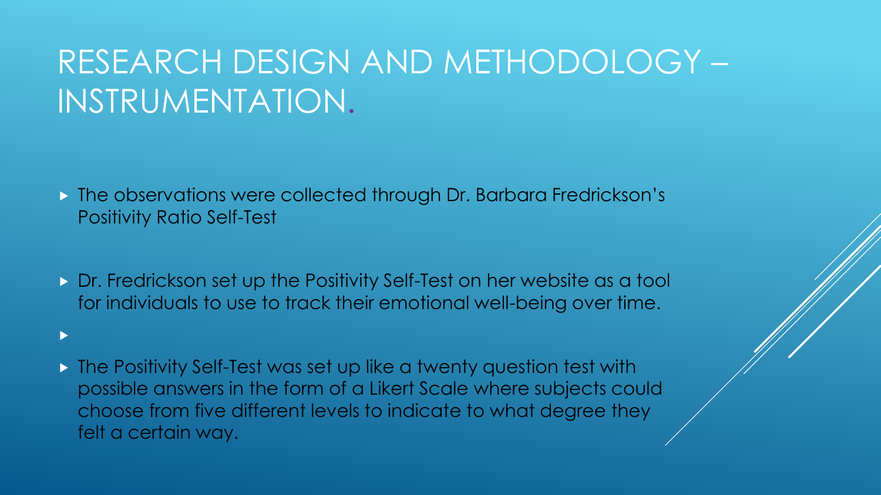# RESEARCH DESIGN AND METHODOLOGY – INSTRUMENTATION.

- The observations were collected through Dr. Barbara Fredrickson's Positivity Ratio Self-Test
- Dr. Fredrickson set up the Positivity Self-Test on her website as a tool for individuals to use to track their emotional well-being over time.
- The Positivity Self-Test was set up like a twenty question test with possible answers in the form of a Likert Scale where subjects could choose from five different levels to indicate to what degree they felt a certain way.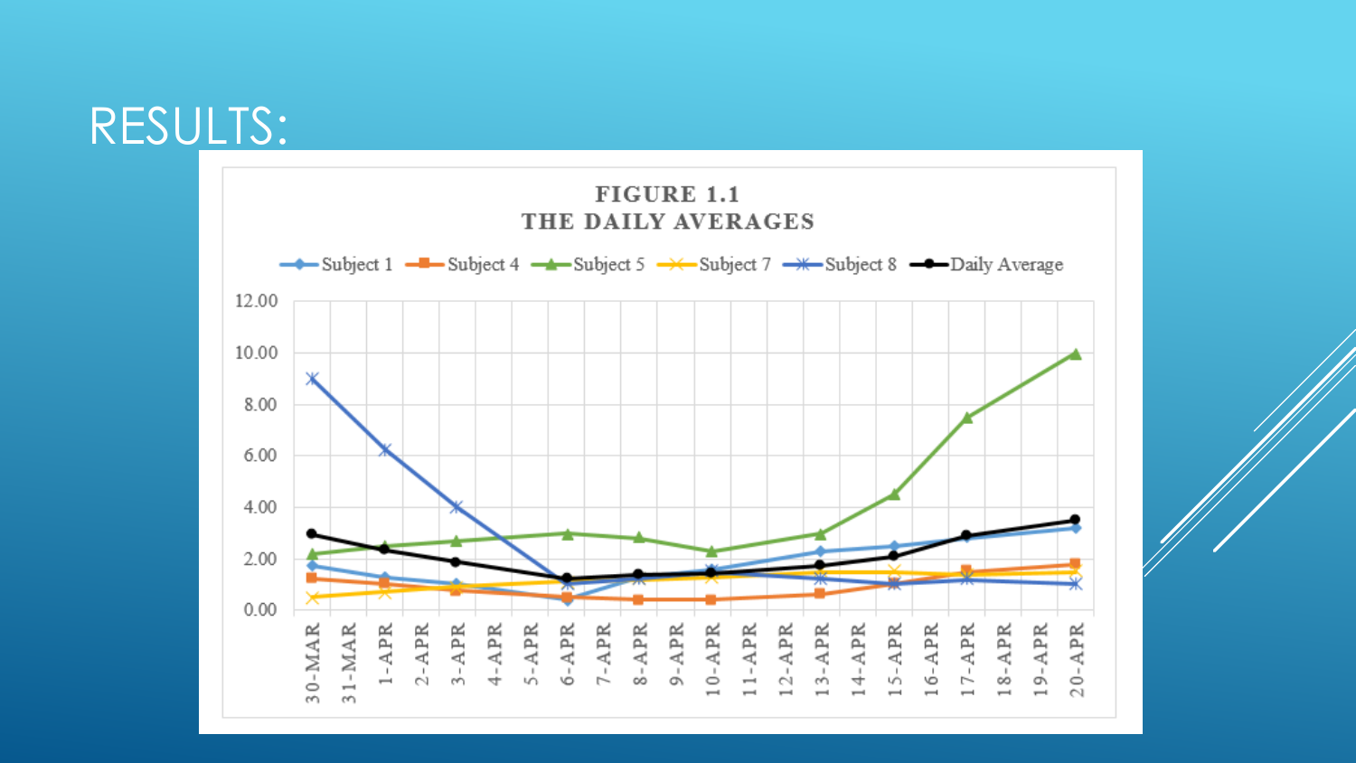# RESULTS:

FIGURE 1.1
THE DAILY AVERAGES

Subject 1 | Subject 4 | Subject 5 | Subject 7 | Subject 8 | Daily Average

12.00
10.00
8.00
6.00
4.00
2.00
0.00

30-MAR 31-MAR 1-APR 2-APR 3-APR 4-APR 5-APR 6-APR 7-APR 8-APR 9-APR 10-APR 11-APR 12-APR 13-APR 14-APR 15-APR 16-APR 17-APR 18-APR 19-APR 20-APR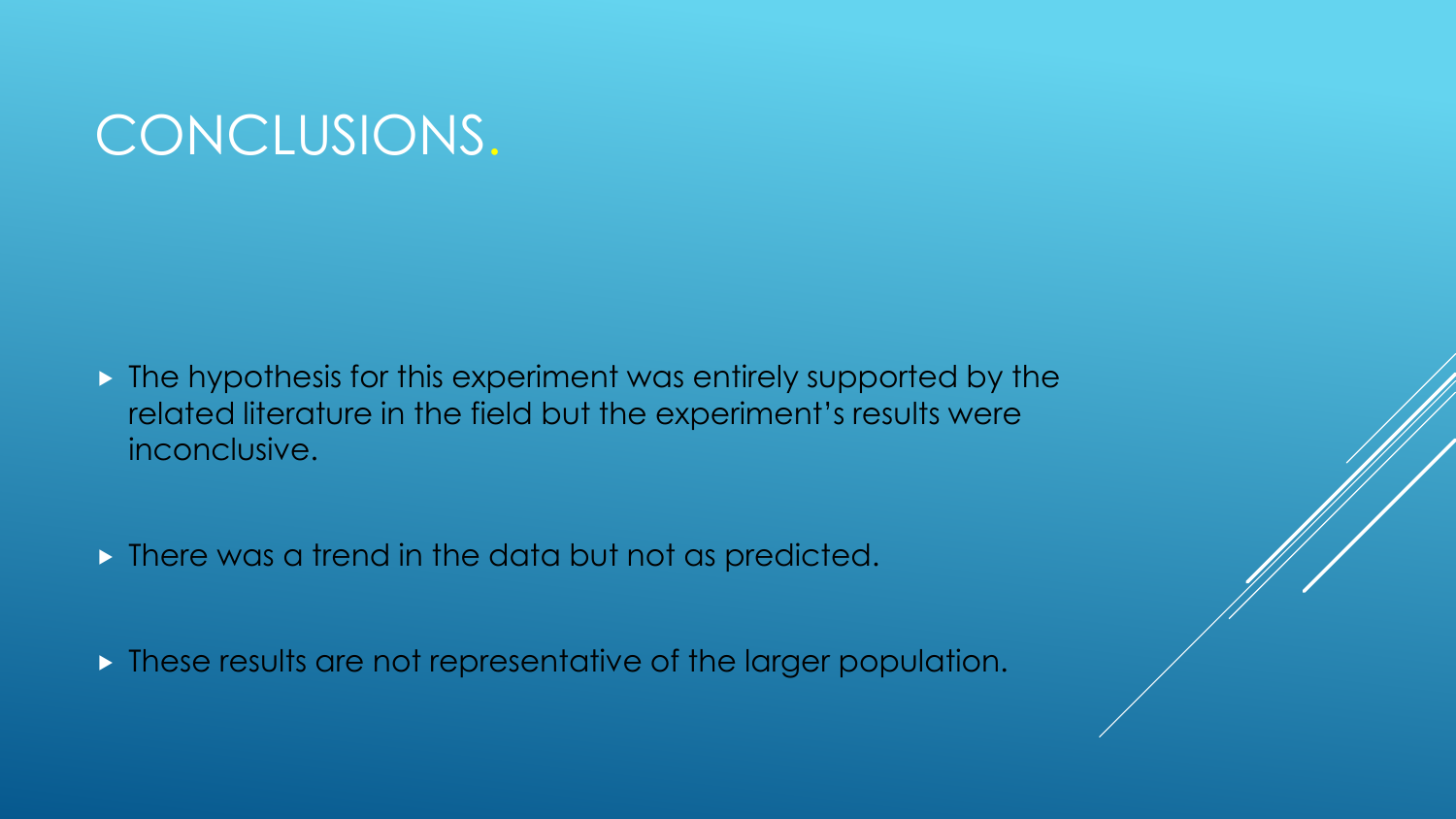# CONCLUSIONS.

- The hypothesis for this experiment was entirely supported by the related literature in the field but the experiment's results were inconclusive.
- There was a trend in the data but not as predicted.
- These results are not representative of the larger population.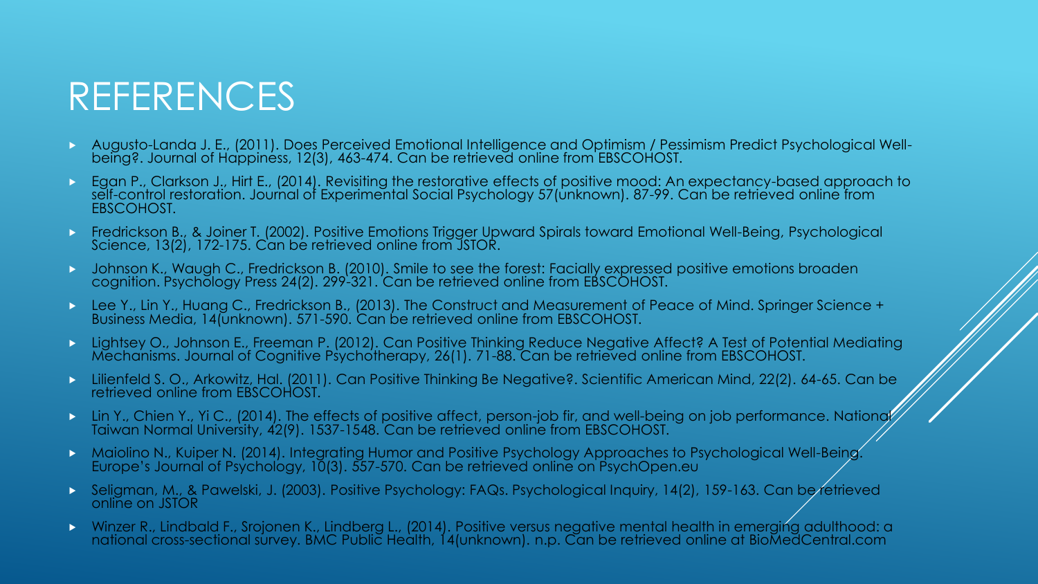# REFERENCES

- Augusto-Landa J. E., (2011). Does Perceived Emotional Intelligence and Optimism / Pessimism Predict Psychological Well-being?. Journal of Happiness, 12(3), 463-474. Can be retrieved online from EBSCOHOST.
- Egan P., Clarkson J., Hirt E., (2014). Revisiting the restorative effects of positive mood: An expectancy-based approach to self-control restoration. Journal of Experimental Social Psychology 57(unknown). 87-99. Can be retrieved online from EBSCOHOST.
- Fredrickson B., & Joiner T. (2002). Positive Emotions Trigger Upward Spirals toward Emotional Well-Being, Psychological Science, 13(2), 172-175. Can be retrieved online from JSTOR.
- Johnson K., Waugh C., Fredrickson B. (2010). Smile to see the forest: Facially expressed positive emotions broaden cognition. Psychology Press 24(2). 299-321. Can be retrieved online from EBSCOHOST.
- Lee Y., Lin Y., Huang C., Fredrickson B., (2013). The Construct and Measurement of Peace of Mind. Springer Science + Business Media, 14(unknown). 571-590. Can be retrieved online from EBSCOHOST.
- Lightsey O., Johnson E., Freeman P. (2012). Can Positive Thinking Reduce Negative Affect? A Test of Potential Mediating Mechanisms. Journal of Cognitive Psychotherapy, 26(1). 71-88. Can be retrieved online from EBSCOHOST.
- Lilienfeld S. O., Arkowitz, Hal. (2011). Can Positive Thinking Be Negative?. Scientific American Mind, 22(2). 64-65. Can be retrieved online from EBSCOHOST.
- Lin Y., Chien Y., Yi C., (2014). The effects of positive affect, person-job fir, and well-being on job performance. National Taiwan Normal University, 42(9). 1537-1548. Can be retrieved online from EBSCOHOST.
- Maiolino N., Kuiper N. (2014). Integrating Humor and Positive Psychology Approaches to Psychological Well-Being. Europe's Journal of Psychology, 10(3). 557-570. Can be retrieved online on PsychOpen.eu
- Seligman, M., & Pawelski, J. (2003). Positive Psychology: FAQs. Psychological Inquiry, 14(2), 159-163. Can be retrieved online on JSTOR
- Winzer R., Lindbald F., Srojonen K., Lindberg L., (2014). Positive versus negative mental health in emerging adulthood: a national cross-sectional survey. BMC Public Health, 14(unknown). n.p. Can be retrieved online at BioMedCentral.com